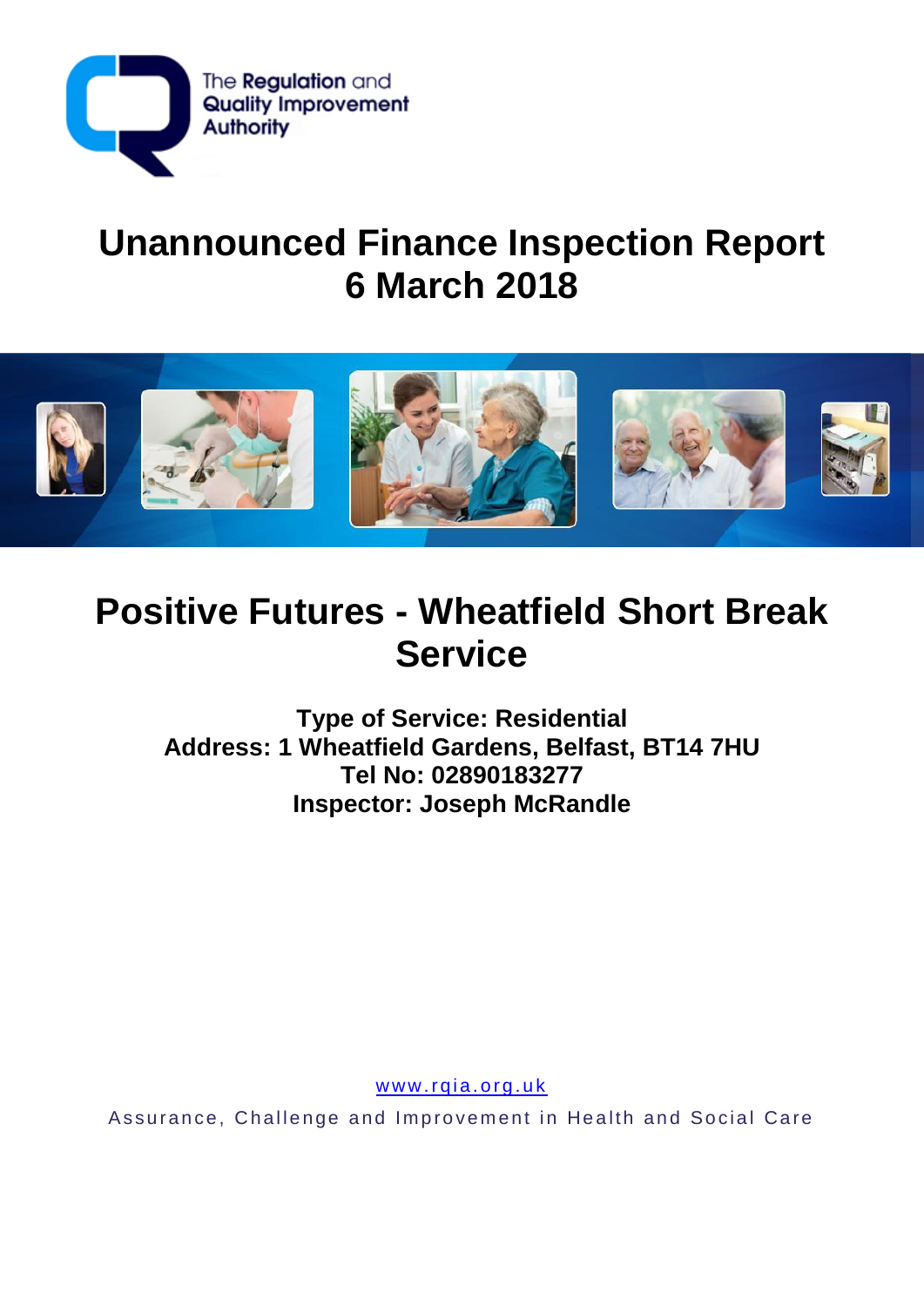The Regulation and Quality Improvement Authority

# Unannounced Finance Inspection Report
# 6 March 2018

# Positive Futures - Wheatfield Short Break Service

**Type of Service: Residential**
**Address: 1 Wheatfield Gardens, Belfast, BT14 7HU**
**Tel No: 02890183277**
**Inspector: Joseph McRandle**

www.rqia.org.uk

Assurance, Challenge and Improvement in Health and Social Care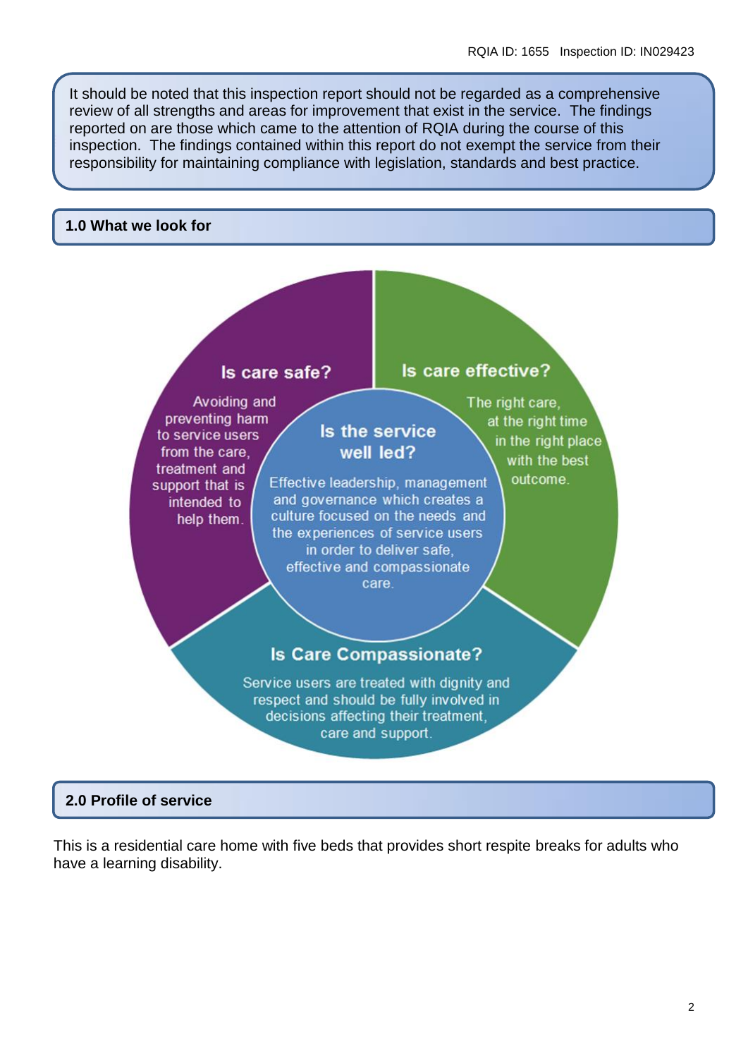It should be noted that this inspection report should not be regarded as a comprehensive review of all strengths and areas for improvement that exist in the service. The findings reported on are those which came to the attention of RQIA during the course of this inspection. The findings contained within this report do not exempt the service from their responsibility for maintaining compliance with legislation, standards and best practice.

## 1.0 What we look for

**Is care safe?**

Avoiding and preventing harm to service users from the care, treatment and support that is intended to help them.

**Is care effective?**

The right care, at the right time in the right place with the best outcome.

**Is the service well led?**

Effective leadership, management and governance which creates a culture focused on the needs and the experiences of service users in order to deliver safe, effective and compassionate care.

**Is Care Compassionate?**

Service users are treated with dignity and respect and should be fully involved in decisions affecting their treatment, care and support.

## 2.0 Profile of service

This is a residential care home with five beds that provides short respite breaks for adults who have a learning disability.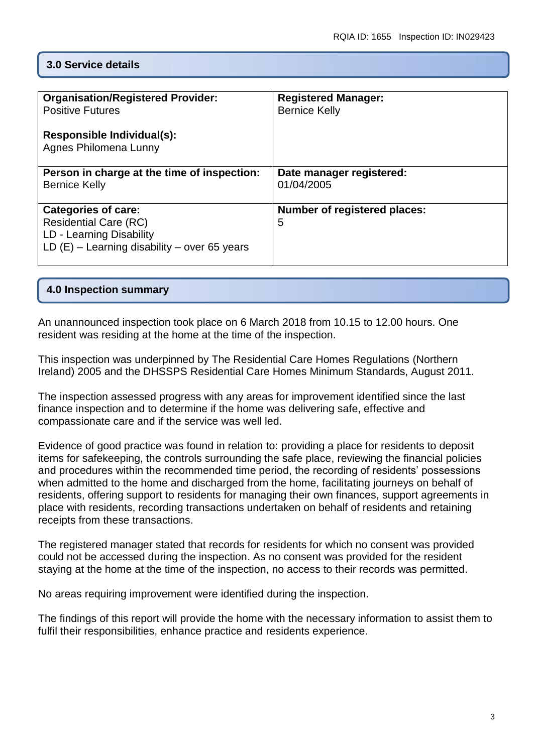## 3.0 Service details

| Organisation/Registered Provider: Positive Futures<br><br>Responsible Individual(s): Agnes Philomena Lunny | Registered Manager: Bernice Kelly |
|---|---|
| **Person in charge at the time of inspection:** Bernice Kelly | **Date manager registered:** 01/04/2005 |
| **Categories of care:** Residential Care (RC)<br>LD - Learning Disability<br>LD (E) – Learning disability – over 65 years | **Number of registered places:** 5 |

## 4.0 Inspection summary

An unannounced inspection took place on 6 March 2018 from 10.15 to 12.00 hours. One resident was residing at the home at the time of the inspection.

This inspection was underpinned by The Residential Care Homes Regulations (Northern Ireland) 2005 and the DHSSPS Residential Care Homes Minimum Standards, August 2011.

The inspection assessed progress with any areas for improvement identified since the last finance inspection and to determine if the home was delivering safe, effective and compassionate care and if the service was well led.

Evidence of good practice was found in relation to: providing a place for residents to deposit items for safekeeping, the controls surrounding the safe place, reviewing the financial policies and procedures within the recommended time period, the recording of residents' possessions when admitted to the home and discharged from the home, facilitating journeys on behalf of residents, offering support to residents for managing their own finances, support agreements in place with residents, recording transactions undertaken on behalf of residents and retaining receipts from these transactions.

The registered manager stated that records for residents for which no consent was provided could not be accessed during the inspection. As no consent was provided for the resident staying at the home at the time of the inspection, no access to their records was permitted.

No areas requiring improvement were identified during the inspection.

The findings of this report will provide the home with the necessary information to assist them to fulfil their responsibilities, enhance practice and residents experience.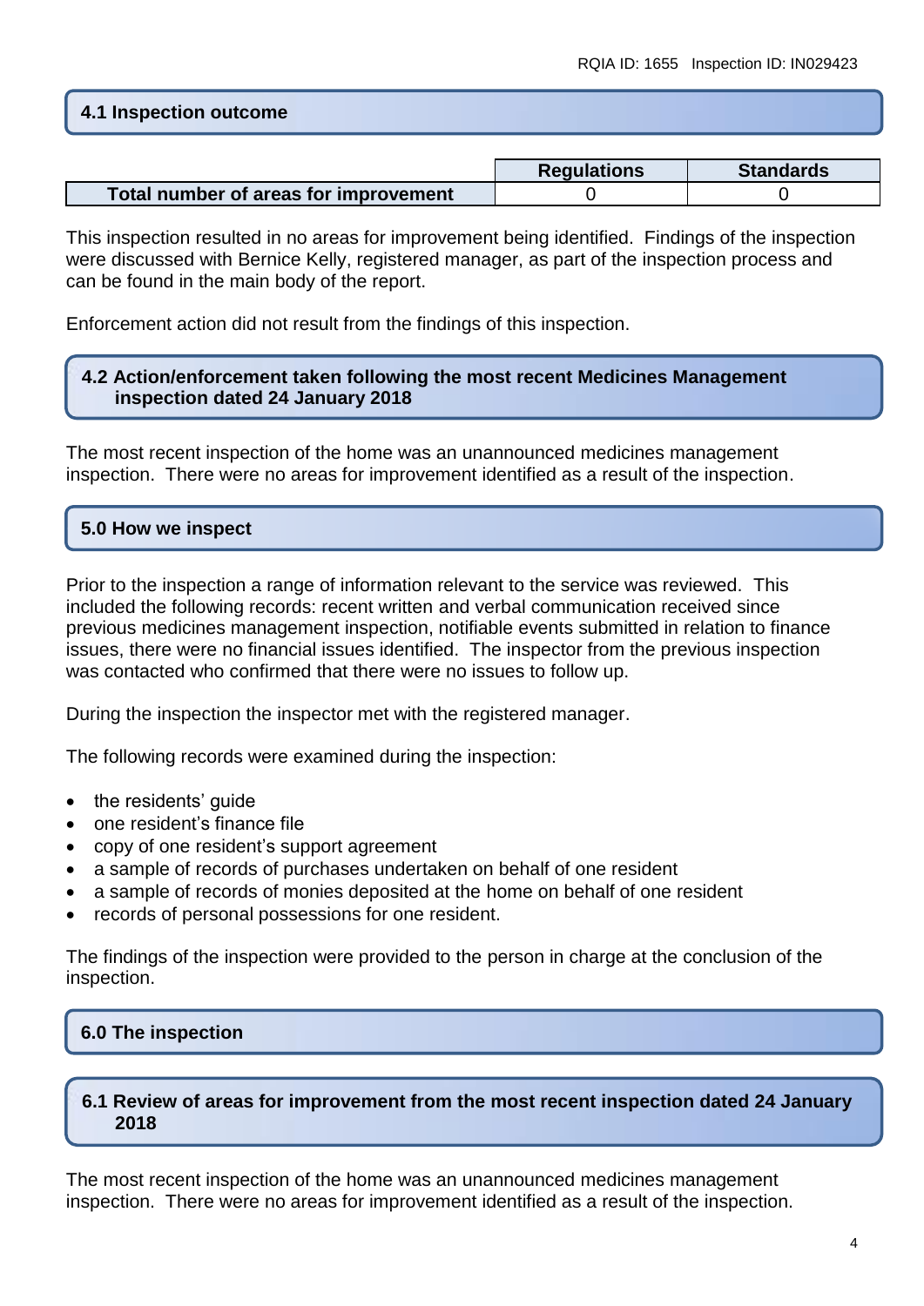## 4.1 Inspection outcome

| | Regulations | Standards |
|---|---|---|
| **Total number of areas for improvement** | 0 | 0 |

This inspection resulted in no areas for improvement being identified. Findings of the inspection were discussed with Bernice Kelly, registered manager, as part of the inspection process and can be found in the main body of the report.

Enforcement action did not result from the findings of this inspection.

## 4.2 Action/enforcement taken following the most recent Medicines Management inspection dated 24 January 2018

The most recent inspection of the home was an unannounced medicines management inspection. There were no areas for improvement identified as a result of the inspection.

## 5.0 How we inspect

Prior to the inspection a range of information relevant to the service was reviewed. This included the following records: recent written and verbal communication received since previous medicines management inspection, notifiable events submitted in relation to finance issues, there were no financial issues identified. The inspector from the previous inspection was contacted who confirmed that there were no issues to follow up.

During the inspection the inspector met with the registered manager.

The following records were examined during the inspection:

- the residents' guide
- one resident's finance file
- copy of one resident's support agreement
- a sample of records of purchases undertaken on behalf of one resident
- a sample of records of monies deposited at the home on behalf of one resident
- records of personal possessions for one resident.

The findings of the inspection were provided to the person in charge at the conclusion of the inspection.

## 6.0 The inspection

### 6.1 Review of areas for improvement from the most recent inspection dated 24 January 2018

The most recent inspection of the home was an unannounced medicines management inspection. There were no areas for improvement identified as a result of the inspection.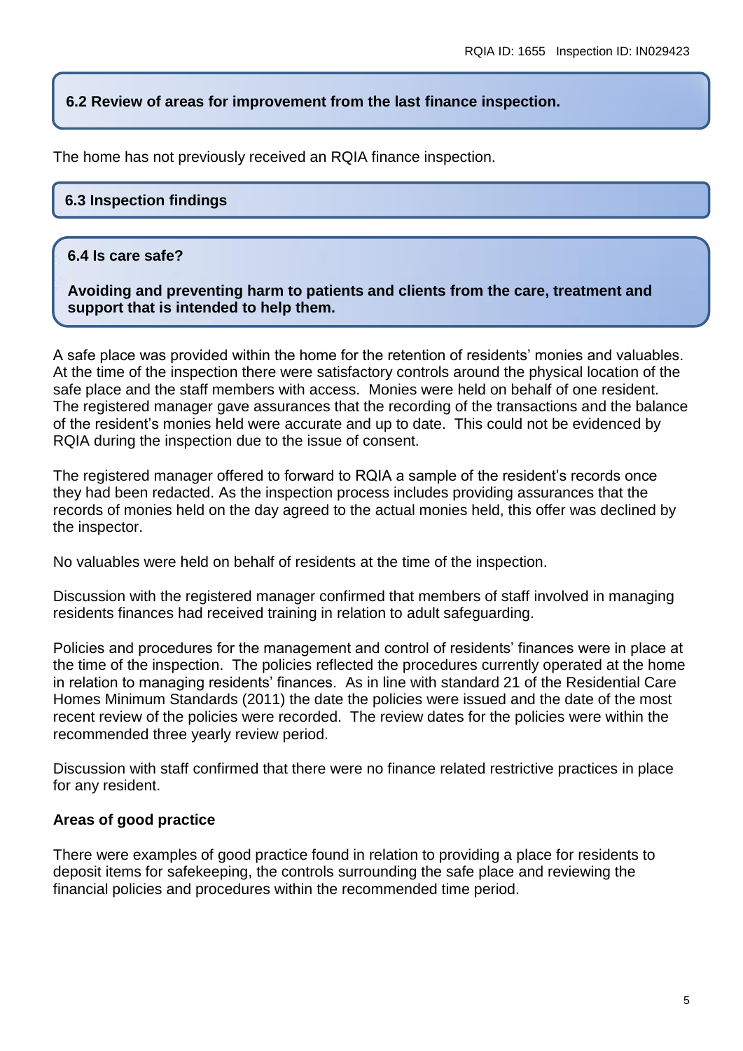### 6.2 Review of areas for improvement from the last finance inspection.

The home has not previously received an RQIA finance inspection.

### 6.3 Inspection findings

### 6.4 Is care safe?

**Avoiding and preventing harm to patients and clients from the care, treatment and support that is intended to help them.**

A safe place was provided within the home for the retention of residents' monies and valuables. At the time of the inspection there were satisfactory controls around the physical location of the safe place and the staff members with access. Monies were held on behalf of one resident. The registered manager gave assurances that the recording of the transactions and the balance of the resident's monies held were accurate and up to date. This could not be evidenced by RQIA during the inspection due to the issue of consent.

The registered manager offered to forward to RQIA a sample of the resident's records once they had been redacted. As the inspection process includes providing assurances that the records of monies held on the day agreed to the actual monies held, this offer was declined by the inspector.

No valuables were held on behalf of residents at the time of the inspection.

Discussion with the registered manager confirmed that members of staff involved in managing residents finances had received training in relation to adult safeguarding.

Policies and procedures for the management and control of residents' finances were in place at the time of the inspection. The policies reflected the procedures currently operated at the home in relation to managing residents' finances. As in line with standard 21 of the Residential Care Homes Minimum Standards (2011) the date the policies were issued and the date of the most recent review of the policies were recorded. The review dates for the policies were within the recommended three yearly review period.

Discussion with staff confirmed that there were no finance related restrictive practices in place for any resident.

**Areas of good practice**

There were examples of good practice found in relation to providing a place for residents to deposit items for safekeeping, the controls surrounding the safe place and reviewing the financial policies and procedures within the recommended time period.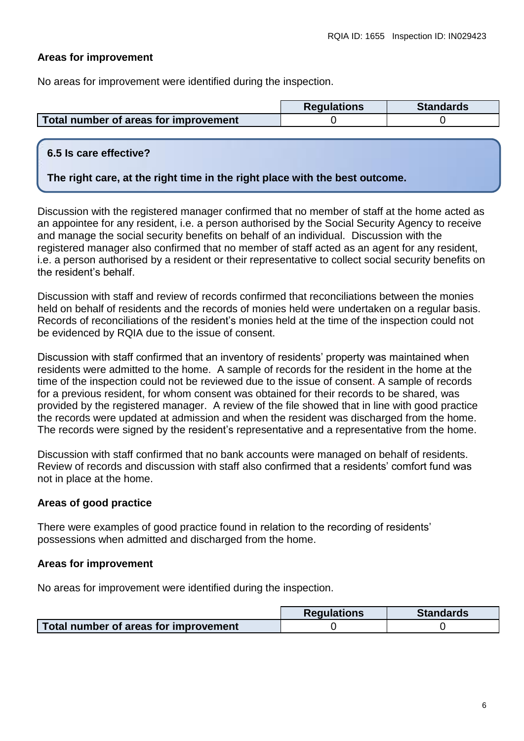### Areas for improvement

No areas for improvement were identified during the inspection.

| | Regulations | Standards |
|---|---|---|
| **Total number of areas for improvement** | 0 | 0 |

## 6.5 Is care effective?

**The right care, at the right time in the right place with the best outcome.**

Discussion with the registered manager confirmed that no member of staff at the home acted as an appointee for any resident, i.e. a person authorised by the Social Security Agency to receive and manage the social security benefits on behalf of an individual. Discussion with the registered manager also confirmed that no member of staff acted as an agent for any resident, i.e. a person authorised by a resident or their representative to collect social security benefits on the resident's behalf.

Discussion with staff and review of records confirmed that reconciliations between the monies held on behalf of residents and the records of monies held were undertaken on a regular basis. Records of reconciliations of the resident's monies held at the time of the inspection could not be evidenced by RQIA due to the issue of consent.

Discussion with staff confirmed that an inventory of residents' property was maintained when residents were admitted to the home. A sample of records for the resident in the home at the time of the inspection could not be reviewed due to the issue of consent. A sample of records for a previous resident, for whom consent was obtained for their records to be shared, was provided by the registered manager. A review of the file showed that in line with good practice the records were updated at admission and when the resident was discharged from the home. The records were signed by the resident's representative and a representative from the home.

Discussion with staff confirmed that no bank accounts were managed on behalf of residents. Review of records and discussion with staff also confirmed that a residents' comfort fund was not in place at the home.

### Areas of good practice

There were examples of good practice found in relation to the recording of residents' possessions when admitted and discharged from the home.

### Areas for improvement

No areas for improvement were identified during the inspection.

| | Regulations | Standards |
|---|---|---|
| **Total number of areas for improvement** | 0 | 0 |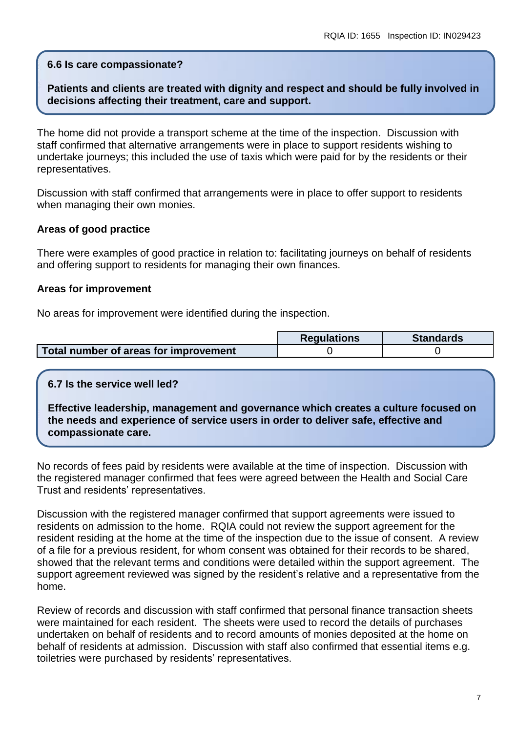### 6.6 Is care compassionate?

**Patients and clients are treated with dignity and respect and should be fully involved in decisions affecting their treatment, care and support.**

The home did not provide a transport scheme at the time of the inspection. Discussion with staff confirmed that alternative arrangements were in place to support residents wishing to undertake journeys; this included the use of taxis which were paid for by the residents or their representatives.

Discussion with staff confirmed that arrangements were in place to offer support to residents when managing their own monies.

**Areas of good practice**

There were examples of good practice in relation to: facilitating journeys on behalf of residents and offering support to residents for managing their own finances.

**Areas for improvement**

No areas for improvement were identified during the inspection.

| | Regulations | Standards |
|---|---|---|
| **Total number of areas for improvement** | 0 | 0 |

### 6.7 Is the service well led?

**Effective leadership, management and governance which creates a culture focused on the needs and experience of service users in order to deliver safe, effective and compassionate care.**

No records of fees paid by residents were available at the time of inspection. Discussion with the registered manager confirmed that fees were agreed between the Health and Social Care Trust and residents' representatives.

Discussion with the registered manager confirmed that support agreements were issued to residents on admission to the home. RQIA could not review the support agreement for the resident residing at the home at the time of the inspection due to the issue of consent. A review of a file for a previous resident, for whom consent was obtained for their records to be shared, showed that the relevant terms and conditions were detailed within the support agreement. The support agreement reviewed was signed by the resident's relative and a representative from the home.

Review of records and discussion with staff confirmed that personal finance transaction sheets were maintained for each resident. The sheets were used to record the details of purchases undertaken on behalf of residents and to record amounts of monies deposited at the home on behalf of residents at admission. Discussion with staff also confirmed that essential items e.g. toiletries were purchased by residents' representatives.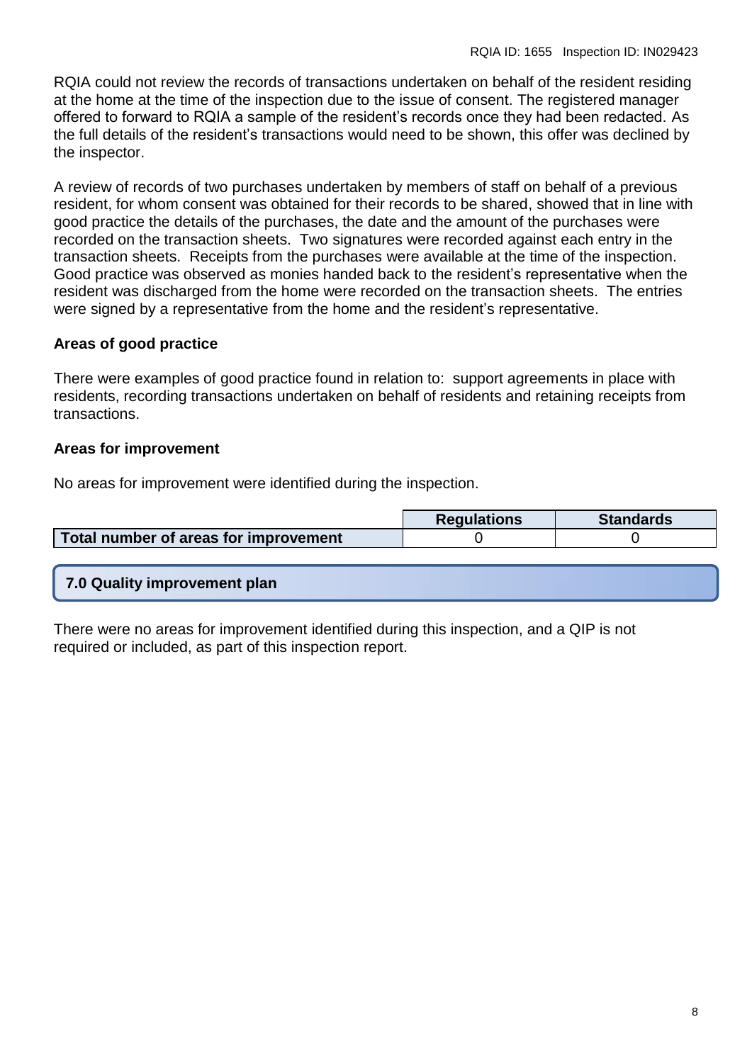RQIA could not review the records of transactions undertaken on behalf of the resident residing at the home at the time of the inspection due to the issue of consent. The registered manager offered to forward to RQIA a sample of the resident's records once they had been redacted. As the full details of the resident's transactions would need to be shown, this offer was declined by the inspector.

A review of records of two purchases undertaken by members of staff on behalf of a previous resident, for whom consent was obtained for their records to be shared, showed that in line with good practice the details of the purchases, the date and the amount of the purchases were recorded on the transaction sheets. Two signatures were recorded against each entry in the transaction sheets. Receipts from the purchases were available at the time of the inspection. Good practice was observed as monies handed back to the resident's representative when the resident was discharged from the home were recorded on the transaction sheets. The entries were signed by a representative from the home and the resident's representative.

**Areas of good practice**

There were examples of good practice found in relation to: support agreements in place with residents, recording transactions undertaken on behalf of residents and retaining receipts from transactions.

**Areas for improvement**

No areas for improvement were identified during the inspection.

| | Regulations | Standards |
|---|---|---|
| **Total number of areas for improvement** | 0 | 0 |

## 7.0 Quality improvement plan

There were no areas for improvement identified during this inspection, and a QIP is not required or included, as part of this inspection report.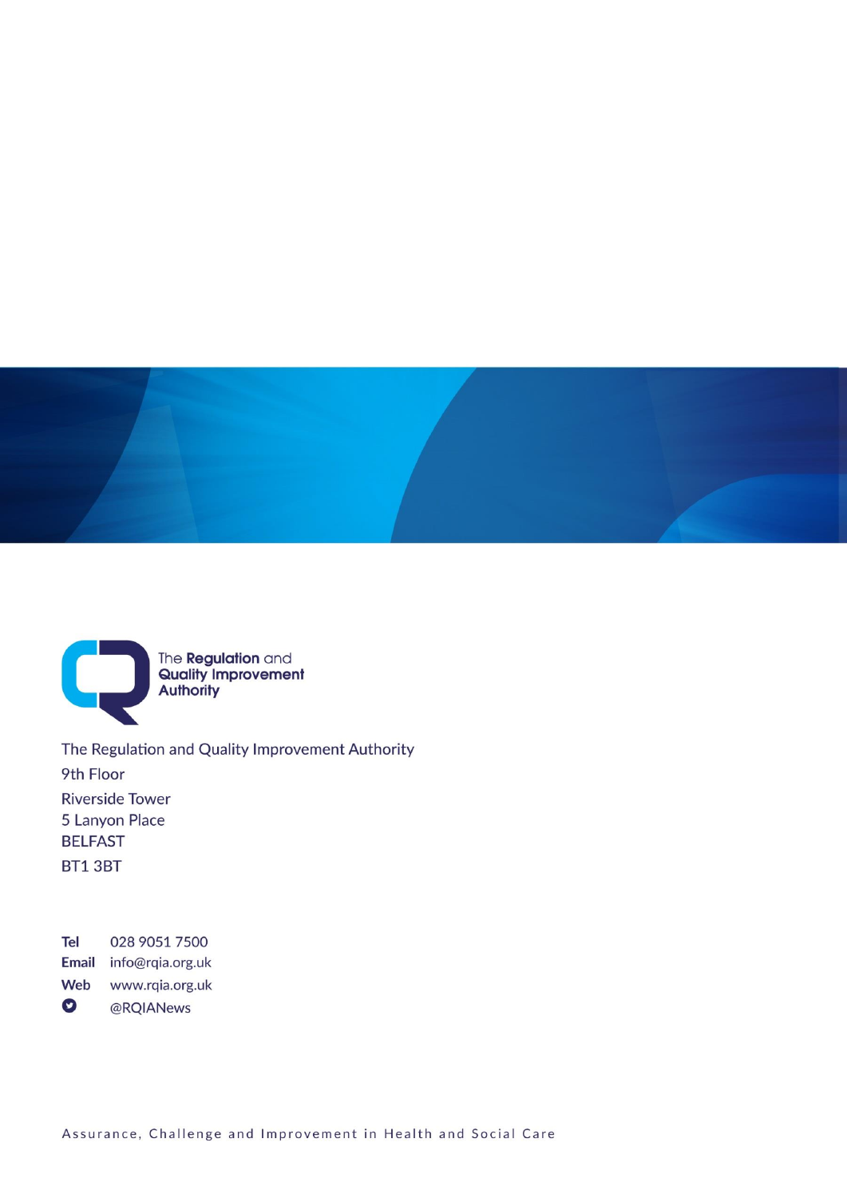The Regulation and Quality Improvement Authority

The Regulation and Quality Improvement Authority
9th Floor
Riverside Tower
5 Lanyon Place
BELFAST
BT1 3BT

**Tel** 028 9051 7500
**Email** info@rqia.org.uk
**Web** www.rqia.org.uk
@RQIANews

Assurance, Challenge and Improvement in Health and Social Care